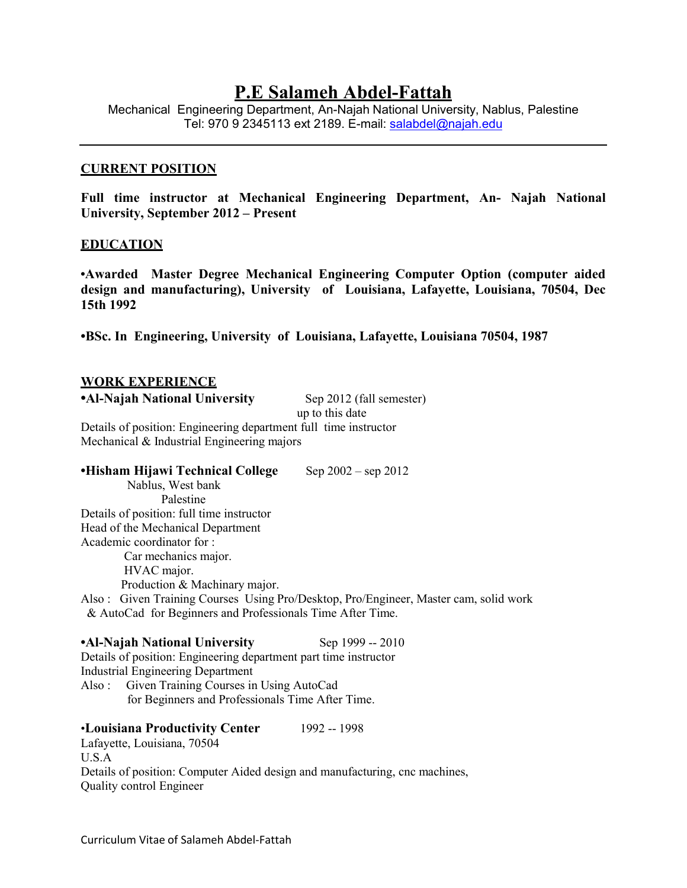# P.E Salameh Abdel-Fattah

Mechanical Engineering Department, An-Najah National University, Nablus, Palestine
Tel: 970 9 2345113 ext 2189. E-mail: salabdel@najah.edu

---

## CURRENT POSITION

**Full time instructor at Mechanical Engineering Department, An- Najah National University, September 2012 – Present**

## EDUCATION

**•Awarded Master Degree Mechanical Engineering Computer Option (computer aided design and manufacturing), University of Louisiana, Lafayette, Louisiana, 70504, Dec 15th 1992**

**•BSc. In Engineering, University of Louisiana, Lafayette, Louisiana 70504, 1987**

## WORK EXPERIENCE

**•Al-Najah National University** Sep 2012 (fall semester) up to this date

Details of position: Engineering department full time instructor
Mechanical & Industrial Engineering majors

**•Hisham Hijawi Technical College** Sep 2002 – sep 2012

Nablus, West bank
Palestine

Details of position: full time instructor
Head of the Mechanical Department
Academic coordinator for :
- Car mechanics major.
- HVAC major.
- Production & Machinary major.

Also : Given Training Courses Using Pro/Desktop, Pro/Engineer, Master cam, solid work & AutoCad for Beginners and Professionals Time After Time.

**•Al-Najah National University** Sep 1999 -- 2010

Details of position: Engineering department part time instructor
Industrial Engineering Department
Also : Given Training Courses in Using AutoCad for Beginners and Professionals Time After Time.

**•Louisiana Productivity Center** 1992 -- 1998

Lafayette, Louisiana, 70504
U.S.A

Details of position: Computer Aided design and manufacturing, cnc machines,
Quality control Engineer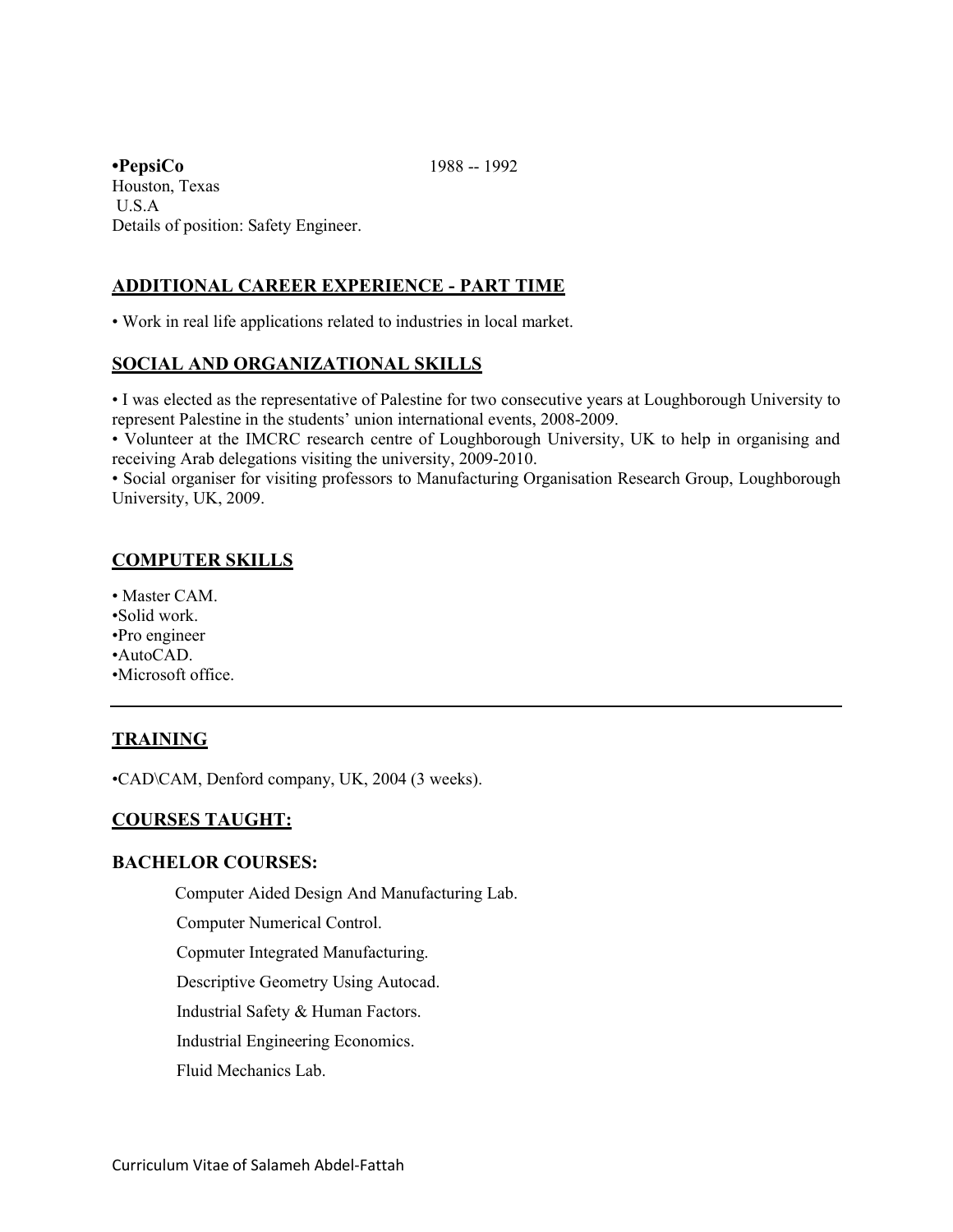**•PepsiCo** 1988 -- 1992
Houston, Texas
U.S.A
Details of position: Safety Engineer.

## ADDITIONAL CAREER EXPERIENCE - PART TIME

• Work in real life applications related to industries in local market.

## SOCIAL AND ORGANIZATIONAL SKILLS

• I was elected as the representative of Palestine for two consecutive years at Loughborough University to represent Palestine in the students' union international events, 2008-2009.
• Volunteer at the IMCRC research centre of Loughborough University, UK to help in organising and receiving Arab delegations visiting the university, 2009-2010.
• Social organiser for visiting professors to Manufacturing Organisation Research Group, Loughborough University, UK, 2009.

## COMPUTER SKILLS

• Master CAM.
•Solid work.
•Pro engineer
•AutoCAD.
•Microsoft office.

---

## TRAINING

•CAD\CAM, Denford company, UK, 2004 (3 weeks).

## COURSES TAUGHT:

### BACHELOR COURSES:

Computer Aided Design And Manufacturing Lab.

Computer Numerical Control.

Copmuter Integrated Manufacturing.

Descriptive Geometry Using Autocad.

Industrial Safety & Human Factors.

Industrial Engineering Economics.

Fluid Mechanics Lab.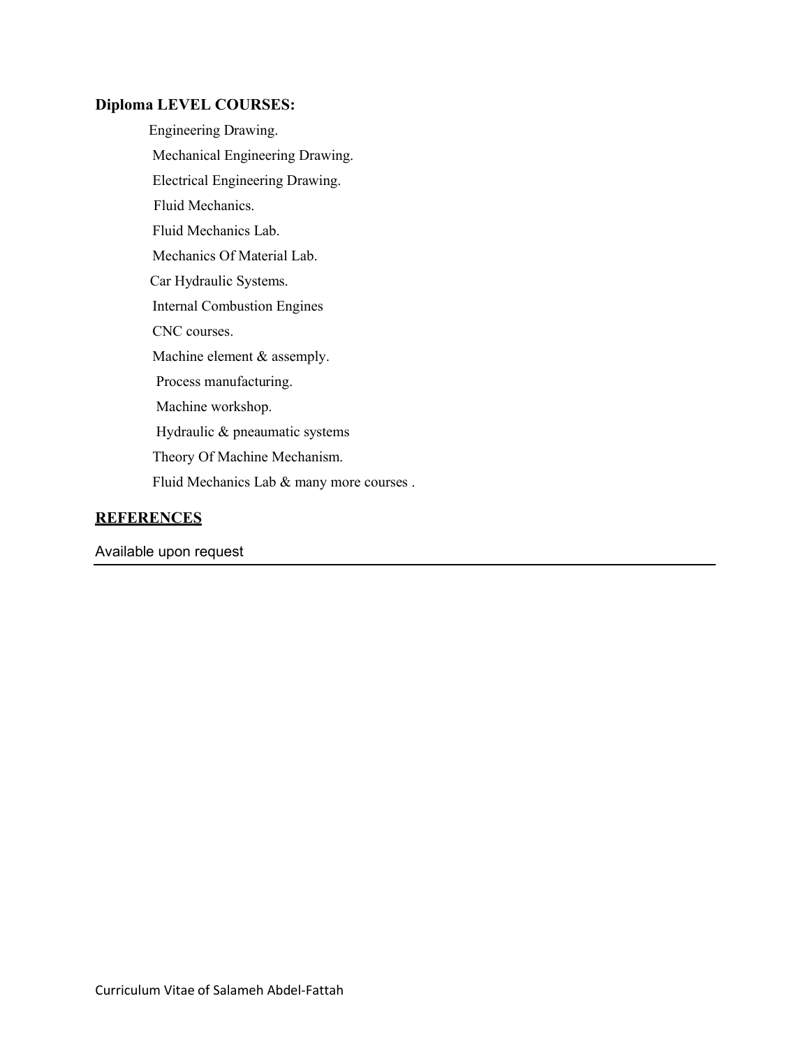**Diploma LEVEL COURSES:**

Engineering Drawing.

Mechanical Engineering Drawing.

Electrical Engineering Drawing.

Fluid Mechanics.

Fluid Mechanics Lab.

Mechanics Of Material Lab.

Car Hydraulic Systems.

Internal Combustion Engines

CNC courses.

Machine element & assemply.

Process manufacturing.

Machine workshop.

Hydraulic & pneaumatic systems

Theory Of Machine Mechanism.

Fluid Mechanics Lab & many more courses .

**REFERENCES**

Available upon request

---